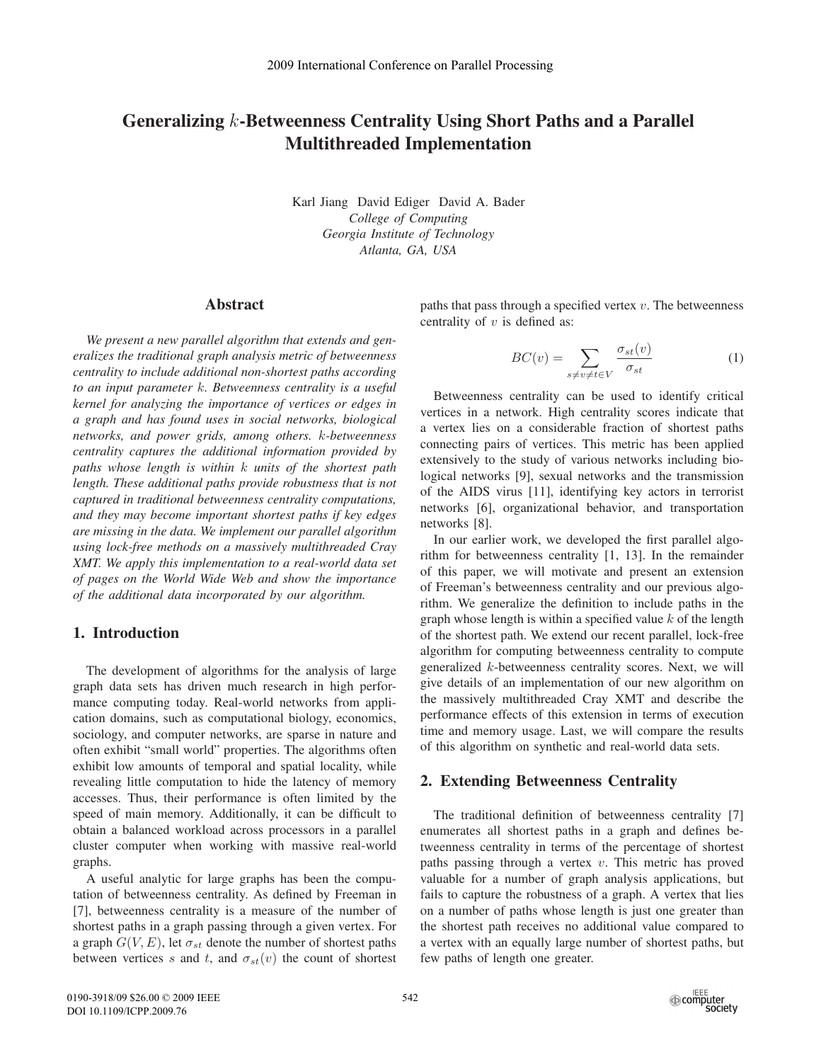# Generalizing $k$-Betweenness Centrality Using Short Paths and a Parallel Multithreaded Implementation

Karl Jiang David Ediger David A. Bader
*College of Computing*
*Georgia Institute of Technology*
*Atlanta, GA, USA*

## Abstract

*We present a new parallel algorithm that extends and generalizes the traditional graph analysis metric of betweenness centrality to include additional non-shortest paths according to an input parameter k. Betweenness centrality is a useful kernel for analyzing the importance of vertices or edges in a graph and has found uses in social networks, biological networks, and power grids, among others. k-betweenness centrality captures the additional information provided by paths whose length is within k units of the shortest path length. These additional paths provide robustness that is not captured in traditional betweenness centrality computations, and they may become important shortest paths if key edges are missing in the data. We implement our parallel algorithm using lock-free methods on a massively multithreaded Cray XMT. We apply this implementation to a real-world data set of pages on the World Wide Web and show the importance of the additional data incorporated by our algorithm.*

## 1. Introduction

The development of algorithms for the analysis of large graph data sets has driven much research in high performance computing today. Real-world networks from application domains, such as computational biology, economics, sociology, and computer networks, are sparse in nature and often exhibit "small world" properties. The algorithms often exhibit low amounts of temporal and spatial locality, while revealing little computation to hide the latency of memory accesses. Thus, their performance is often limited by the speed of main memory. Additionally, it can be difficult to obtain a balanced workload across processors in a parallel cluster computer when working with massive real-world graphs.

A useful analytic for large graphs has been the computation of betweenness centrality. As defined by Freeman in [7], betweenness centrality is a measure of the number of shortest paths in a graph passing through a given vertex. For a graph $G(V, E)$, let $\sigma_{st}$ denote the number of shortest paths between vertices $s$ and $t$, and $\sigma_{st}(v)$ the count of shortest paths that pass through a specified vertex $v$. The betweenness centrality of $v$ is defined as:

$$BC(v) = \sum_{s \neq v \neq t \in V} \frac{\sigma_{st}(v)}{\sigma_{st}} \tag{1}$$

Betweenness centrality can be used to identify critical vertices in a network. High centrality scores indicate that a vertex lies on a considerable fraction of shortest paths connecting pairs of vertices. This metric has been applied extensively to the study of various networks including biological networks [9], sexual networks and the transmission of the AIDS virus [11], identifying key actors in terrorist networks [6], organizational behavior, and transportation networks [8].

In our earlier work, we developed the first parallel algorithm for betweenness centrality [1, 13]. In the remainder of this paper, we will motivate and present an extension of Freeman's betweenness centrality and our previous algorithm. We generalize the definition to include paths in the graph whose length is within a specified value $k$ of the length of the shortest path. We extend our recent parallel, lock-free algorithm for computing betweenness centrality to compute generalized $k$-betweenness centrality scores. Next, we will give details of an implementation of our new algorithm on the massively multithreaded Cray XMT and describe the performance effects of this extension in terms of execution time and memory usage. Last, we will compare the results of this algorithm on synthetic and real-world data sets.

## 2. Extending Betweenness Centrality

The traditional definition of betweenness centrality [7] enumerates all shortest paths in a graph and defines betweenness centrality in terms of the percentage of shortest paths passing through a vertex $v$. This metric has proved valuable for a number of graph analysis applications, but fails to capture the robustness of a graph. A vertex that lies on a number of paths whose length is just one greater than the shortest path receives no additional value compared to a vertex with an equally large number of shortest paths, but few paths of length one greater.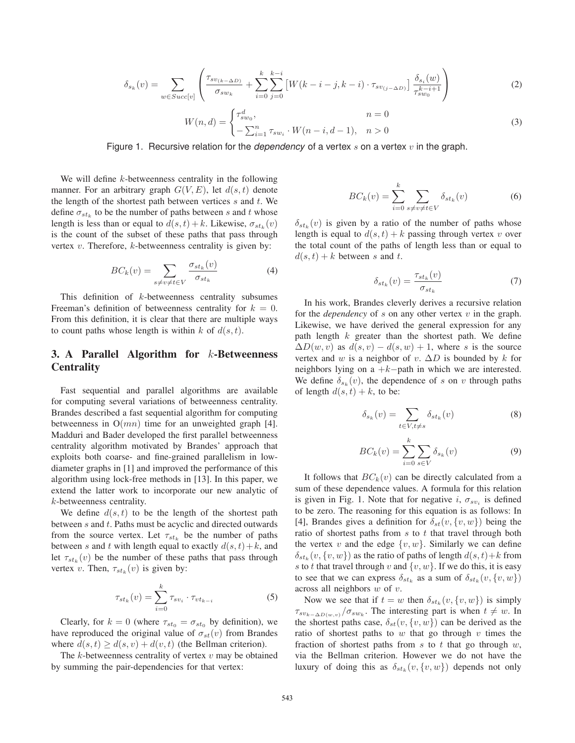$$\delta_{s_k}(v) = \sum_{w \in Succ[v]} \left( \frac{\tau_{sv_{(k-\Delta D)}}}{\sigma_{sw_k}} + \sum_{i=0}^{k} \sum_{j=0}^{k-i} \left[ W(k-i-j, k-i) \cdot \tau_{sv_{(j-\Delta D)}} \right] \frac{\delta_{s_i}(w)}{\tau_{sw_0}^{k-i+1}} \right) \tag{2}$$

$$W(n,d) = \begin{cases} \tau_{sw_0}^{d}, & n = 0 \\ -\sum_{i=1}^{n} \tau_{sw_i} \cdot W(n-i, d-1), & n > 0 \end{cases} \tag{3}$$

Figure 1. Recursive relation for the *dependency* of a vertex $s$ on a vertex $v$ in the graph.

We will define $k$-betweenness centrality in the following manner. For an arbitrary graph $G(V,E)$, let $d(s,t)$ denote the length of the shortest path between vertices $s$ and $t$. We define $\sigma_{st_k}$ to be the number of paths between $s$ and $t$ whose length is less than or equal to $d(s,t)+k$. Likewise, $\sigma_{st_k}(v)$ is the count of the subset of these paths that pass through vertex $v$. Therefore, $k$-betweenness centrality is given by:

$$BC_k(v) = \sum_{s \neq v \neq t \in V} \frac{\sigma_{st_k}(v)}{\sigma_{st_k}} \tag{4}$$

This definition of $k$-betweenness centrality subsumes Freeman's definition of betweenness centrality for $k = 0$. From this definition, it is clear that there are multiple ways to count paths whose length is within $k$ of $d(s,t)$.

## 3. A Parallel Algorithm for $k$-Betweenness Centrality

Fast sequential and parallel algorithms are available for computing several variations of betweenness centrality. Brandes described a fast sequential algorithm for computing betweenness in O($mn$) time for an unweighted graph [4]. Madduri and Bader developed the first parallel betweenness centrality algorithm motivated by Brandes' approach that exploits both coarse- and fine-grained parallelism in low-diameter graphs in [1] and improved the performance of this algorithm using lock-free methods in [13]. In this paper, we extend the latter work to incorporate our new analytic of $k$-betweenness centrality.

We define $d(s,t)$ to be the length of the shortest path between $s$ and $t$. Paths must be acyclic and directed outwards from the source vertex. Let $\tau_{st_k}$ be the number of paths between $s$ and $t$ with length equal to exactly $d(s,t)+k$, and let $\tau_{st_k}(v)$ be the number of these paths that pass through vertex $v$. Then, $\tau_{st_k}(v)$ is given by:

$$\tau_{st_k}(v) = \sum_{i=0}^{k} \tau_{sv_i} \cdot \tau_{vt_{k-i}} \tag{5}$$

Clearly, for $k = 0$ (where $\tau_{st_0} = \sigma_{st_0}$ by definition), we have reproduced the original value of $\sigma_{st}(v)$ from Brandes where $d(s,t) \geq d(s,v) + d(v,t)$ (the Bellman criterion).

The $k$-betweenness centrality of vertex $v$ may be obtained by summing the pair-dependencies for that vertex:

$$BC_k(v) = \sum_{i=0}^{k} \sum_{s \neq v \neq t \in V} \delta_{st_k}(v) \tag{6}$$

$\delta_{st_k}(v)$ is given by a ratio of the number of paths whose length is equal to $d(s,t)+k$ passing through vertex $v$ over the total count of the paths of length less than or equal to $d(s,t)+k$ between $s$ and $t$.

$$\delta_{st_k}(v) = \frac{\tau_{st_k}(v)}{\sigma_{st_k}} \tag{7}$$

In his work, Brandes cleverly derives a recursive relation for the *dependency* of $s$ on any other vertex $v$ in the graph. Likewise, we have derived the general expression for any path length $k$ greater than the shortest path. We define $\Delta D(w,v)$ as $d(s,v) - d(s,w) + 1$, where $s$ is the source vertex and $w$ is a neighbor of $v$. $\Delta D$ is bounded by $k$ for neighbors lying on a $+k-$path in which we are interested. We define $\delta_{s_k}(v)$, the dependence of $s$ on $v$ through paths of length $d(s,t)+k$, to be:

$$\delta_{s_k}(v) = \sum_{t \in V, t \neq s} \delta_{st_k}(v) \tag{8}$$

$$BC_k(v) = \sum_{i=0}^{k} \sum_{s \in V} \delta_{s_k}(v) \tag{9}$$

It follows that $BC_k(v)$ can be directly calculated from a sum of these dependence values. A formula for this relation is given in Fig. 1. Note that for negative $i$, $\sigma_{sv_i}$ is defined to be zero. The reasoning for this equation is as follows: In [4], Brandes gives a definition for $\delta_{st}(v,\{v,w\})$ being the ratio of shortest paths from $s$ to $t$ that travel through both the vertex $v$ and the edge $\{v,w\}$. Similarly we can define $\delta_{st_k}(v,\{v,w\})$ as the ratio of paths of length $d(s,t)+k$ from $s$ to $t$ that travel through $v$ and $\{v,w\}$. If we do this, it is easy to see that we can express $\delta_{st_k}$ as a sum of $\delta_{st_k}(v,\{v,w\})$ across all neighbors $w$ of $v$.

Now we see that if $t = w$ then $\delta_{st_k}(v,\{v,w\})$ is simply $\tau_{sv_{k-\Delta D(w,v)}}/\sigma_{sw_k}$. The interesting part is when $t \neq w$. In the shortest paths case, $\delta_{st}(v,\{v,w\})$ can be derived as the ratio of shortest paths to $w$ that go through $v$ times the fraction of shortest paths from $s$ to $t$ that go through $w$, via the Bellman criterion. However we do not have the luxury of doing this as $\delta_{st_k}(v,\{v,w\})$ depends not only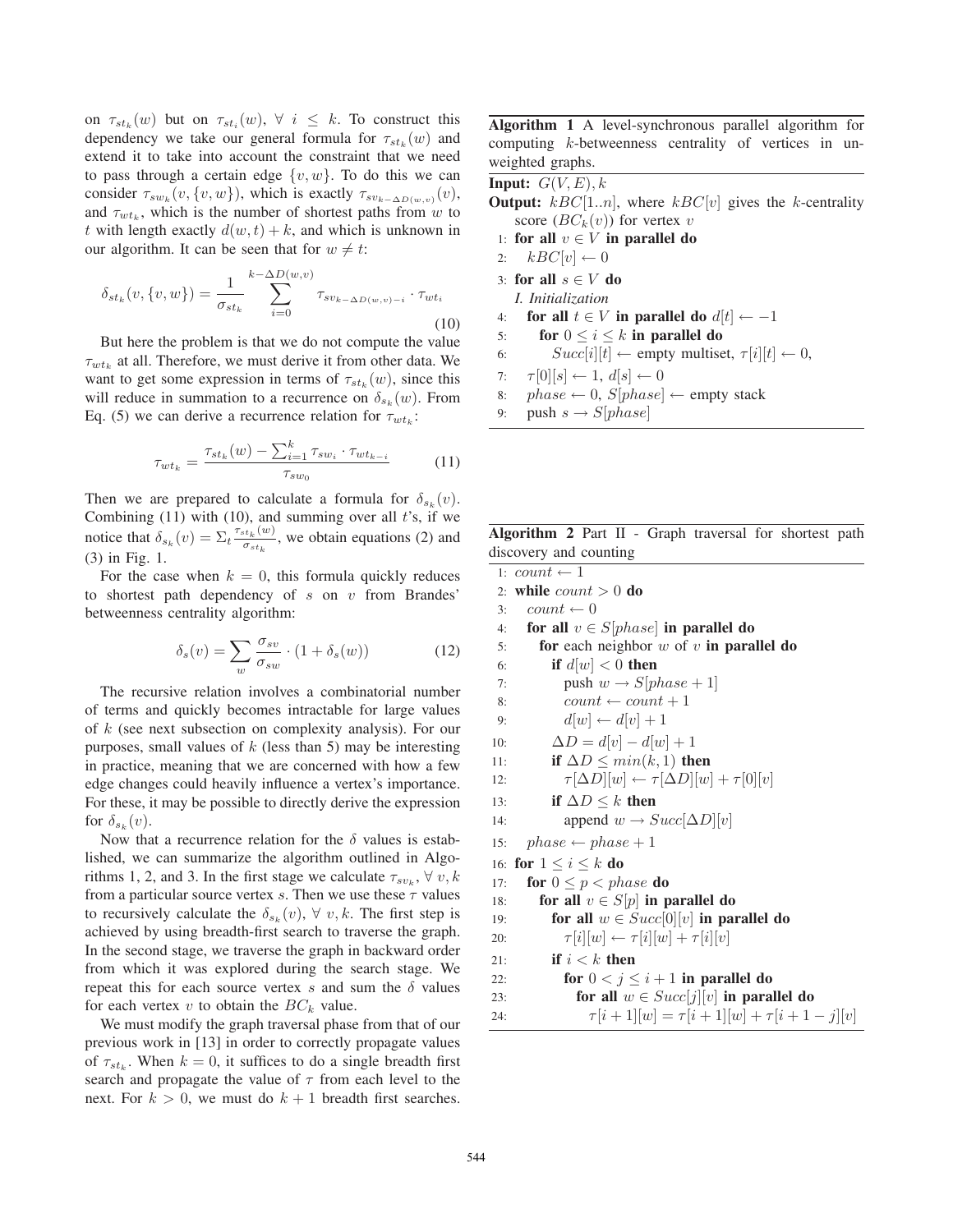on $\tau_{st_k}(w)$ but on $\tau_{st_i}(w)$, $\forall\ i \leq k$. To construct this dependency we take our general formula for $\tau_{st_k}(w)$ and extend it to take into account the constraint that we need to pass through a certain edge $\{v, w\}$. To do this we can consider $\tau_{sw_k}(v, \{v, w\})$, which is exactly $\tau_{sv_{k-\Delta D(w,v)}}(v)$, and $\tau_{wt_k}$, which is the number of shortest paths from $w$ to $t$ with length exactly $d(w, t) + k$, and which is unknown in our algorithm. It can be seen that for $w \neq t$:

$$\delta_{st_k}(v, \{v, w\}) = \frac{1}{\sigma_{st_k}} \sum_{i=0}^{k-\Delta D(w,v)} \tau_{sv_{k-\Delta D(w,v)-i}} \cdot \tau_{wt_i} \tag{10}$$

But here the problem is that we do not compute the value $\tau_{wt_k}$ at all. Therefore, we must derive it from other data. We want to get some expression in terms of $\tau_{st_k}(w)$, since this will reduce in summation to a recurrence on $\delta_{s_k}(w)$. From Eq. (5) we can derive a recurrence relation for $\tau_{wt_k}$:

$$\tau_{wt_k} = \frac{\tau_{st_k}(w) - \sum_{i=1}^{k} \tau_{sw_i} \cdot \tau_{wt_{k-i}}}{\tau_{sw_0}} \tag{11}$$

Then we are prepared to calculate a formula for $\delta_{s_k}(v)$. Combining (11) with (10), and summing over all $t$'s, if we notice that $\delta_{s_k}(v) = \Sigma_t \frac{\tau_{st_k}(w)}{\sigma_{st_k}}$, we obtain equations (2) and (3) in Fig. 1.

For the case when $k = 0$, this formula quickly reduces to shortest path dependency of $s$ on $v$ from Brandes' betweenness centrality algorithm:

$$\delta_s(v) = \sum_{w} \frac{\sigma_{sv}}{\sigma_{sw}} \cdot (1 + \delta_s(w)) \tag{12}$$

The recursive relation involves a combinatorial number of terms and quickly becomes intractable for large values of $k$ (see next subsection on complexity analysis). For our purposes, small values of $k$ (less than 5) may be interesting in practice, meaning that we are concerned with how a few edge changes could heavily influence a vertex's importance. For these, it may be possible to directly derive the expression for $\delta_{s_k}(v)$.

Now that a recurrence relation for the $\delta$ values is established, we can summarize the algorithm outlined in Algorithms 1, 2, and 3. In the first stage we calculate $\tau_{sv_k}$, $\forall\ v, k$ from a particular source vertex $s$. Then we use these $\tau$ values to recursively calculate the $\delta_{s_k}(v)$, $\forall\ v, k$. The first step is achieved by using breadth-first search to traverse the graph. In the second stage, we traverse the graph in backward order from which it was explored during the search stage. We repeat this for each source vertex $s$ and sum the $\delta$ values for each vertex $v$ to obtain the $BC_k$ value.

We must modify the graph traversal phase from that of our previous work in [13] in order to correctly propagate values of $\tau_{st_k}$. When $k = 0$, it suffices to do a single breadth first search and propagate the value of $\tau$ from each level to the next. For $k > 0$, we must do $k + 1$ breadth first searches.

**Algorithm 1** A level-synchronous parallel algorithm for computing $k$-betweenness centrality of vertices in unweighted graphs.

**Input:** $G(V, E), k$
**Output:** $kBC[1..n]$, where $kBC[v]$ gives the $k$-centrality score $(BC_k(v))$ for vertex $v$

```
1: for all v ∈ V in parallel do
2:     kBC[v] ← 0
3: for all s ∈ V do
   I. Initialization
4:     for all t ∈ V in parallel do d[t] ← −1
5:         for 0 ≤ i ≤ k in parallel do
6:             Succ[i][t] ← empty multiset, τ[i][t] ← 0,
7:     τ[0][s] ← 1, d[s] ← 0
8:     phase ← 0, S[phase] ← empty stack
9:     push s → S[phase]
```

**Algorithm 2** Part II - Graph traversal for shortest path discovery and counting

```
1: count ← 1
2: while count > 0 do
3:     count ← 0
4:     for all v ∈ S[phase] in parallel do
5:         for each neighbor w of v in parallel do
6:             if d[w] < 0 then
7:                 push w → S[phase + 1]
8:                 count ← count + 1
9:                 d[w] ← d[v] + 1
10:            ΔD = d[v] − d[w] + 1
11:            if ΔD ≤ min(k, 1) then
12:                τ[ΔD][w] ← τ[ΔD][w] + τ[0][v]
13:            if ΔD ≤ k then
14:                append w → Succ[ΔD][v]
15:    phase ← phase + 1
16: for 1 ≤ i ≤ k do
17:    for 0 ≤ p < phase do
18:        for all v ∈ S[p] in parallel do
19:            for all w ∈ Succ[0][v] in parallel do
20:                τ[i][w] ← τ[i][w] + τ[i][v]
21:            if i < k then
22:                for 0 < j ≤ i + 1 in parallel do
23:                    for all w ∈ Succ[j][v] in parallel do
24:                        τ[i + 1][w] = τ[i + 1][w] + τ[i + 1 − j][v]
```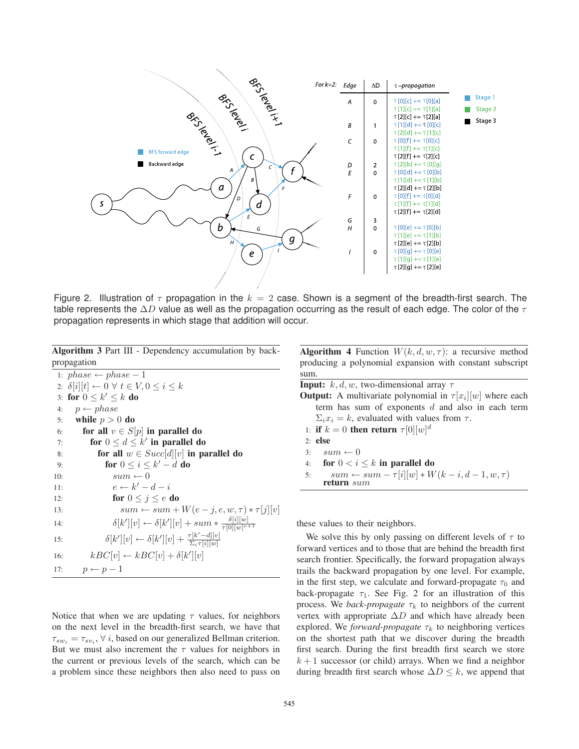| For k=2: Edge | ΔD | τ–propogation |
|---|---|---|
| A | 0 | τ[0][c] += τ[0][a] |
| | | τ[1][c] += τ[1][a] |
| | | τ[2][c] += τ[2][a] |
| B | 1 | τ[1][d] += τ[0][c] |
| | | τ[2][d] += τ[1][c] |
| C | 0 | τ[0][f] += τ[0][c] |
| | | τ[1][f] += τ[1][c] |
| | | τ[2][f] += τ[2][c] |
| D | 2 | τ[2][b] += τ[0][g] |
| E | 0 | τ[0][d] += τ[0][b] |
| | | τ[1][d] += τ[1][b] |
| | | τ[2][d] += τ[2][b] |
| F | 0 | τ[0][f] += τ[0][d] |
| | | τ[1][f] += τ[1][d] |
| | | τ[2][f] += τ[2][d] |
| G | 3 | |
| H | 0 | τ[0][e] += τ[0][b] |
| | | τ[1][e] += τ[1][b] |
| | | τ[2][e] += τ[2][b] |
| I | 0 | τ[0][g] += τ[0][e] |
| | | τ[1][g] += τ[1][e] |
| | | τ[2][g] += τ[2][e] |

Figure 2. Illustration of $\tau$ propagation in the $k = 2$ case. Shown is a segment of the breadth-first search. The table represents the $\Delta D$ value as well as the propagation occurring as the result of each edge. The color of the $\tau$ propagation represents in which stage that addition will occur.

**Algorithm 3** Part III - Dependency accumulation by back-propagation

```
1:  phase ← phase − 1
2:  δ[i][t] ← 0 ∀ t ∈ V, 0 ≤ i ≤ k
3:  for 0 ≤ k' ≤ k do
4:    p ← phase
5:    while p > 0 do
6:      for all v ∈ S[p] in parallel do
7:        for 0 ≤ d ≤ k' in parallel do
8:          for all w ∈ Succ[d][v] in parallel do
9:            for 0 ≤ i ≤ k' − d do
10:             sum ← 0
11:             e ← k' − d − i
12:             for 0 ≤ j ≤ e do
13:               sum ← sum + W(e − j, e, w, τ) * τ[j][v]
14:             δ[k'][v] ← δ[k'][v] + sum * δ[i][w] / τ[0][w]^(e+1)
15:           δ[k'][v] ← δ[k'][v] + τ[k'−d][v] / Σ_i τ[i][w]
16:     kBC[v] ← kBC[v] + δ[k'][v]
17:     p ← p − 1
```

**Algorithm 4** Function $W(k, d, w, \tau)$: a recursive method producing a polynomial expansion with constant subscript sum.

**Input:** $k, d, w$, two-dimensional array $\tau$

**Output:** A multivariate polynomial in $\tau[x_i][w]$ where each term has sum of exponents $d$ and also in each term $\Sigma_i x_i = k$, evaluated with values from $\tau$.

```
1: if k = 0 then return τ[0][w]^d
2: else
3:   sum ← 0
4:   for 0 < i ≤ k in parallel do
5:     sum ← sum − τ[i][w] * W(k − i, d − 1, w, τ)
   return sum
```

Notice that when we are updating $\tau$ values, for neighbors on the next level in the breadth-first search, we have that $\tau_{sw_i} = \tau_{sv_i}, \forall\, i$, based on our generalized Bellman criterion. But we must also increment the $\tau$ values for neighbors in the current or previous levels of the search, which can be a problem since these neighbors then also need to pass on these values to their neighbors.

We solve this by only passing on different levels of $\tau$ to forward vertices and to those that are behind the breadth first search frontier. Specifically, the forward propagation always trails the backward propagation by one level. For example, in the first step, we calculate and forward-propagate $\tau_0$ and back-propagate $\tau_1$. See Fig. 2 for an illustration of this process. We *back-propagate* $\tau_k$ to neighbors of the current vertex with appropriate $\Delta D$ and which have already been explored. We *forward-propagate* $\tau_k$ to neighboring vertices on the shortest path that we discover during the breadth first search. During the first breadth first search we store $k+1$ successor (or child) arrays. When we find a neighbor during breadth first search whose $\Delta D \leq k$, we append that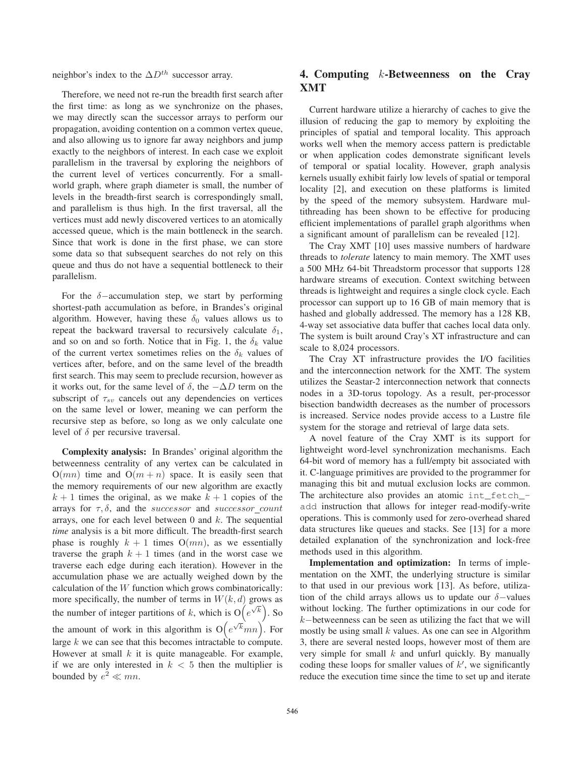neighbor's index to the $\Delta D^{th}$ successor array.

Therefore, we need not re-run the breadth first search after the first time: as long as we synchronize on the phases, we may directly scan the successor arrays to perform our propagation, avoiding contention on a common vertex queue, and also allowing us to ignore far away neighbors and jump exactly to the neighbors of interest. In each case we exploit parallelism in the traversal by exploring the neighbors of the current level of vertices concurrently. For a small-world graph, where graph diameter is small, the number of levels in the breadth-first search is correspondingly small, and parallelism is thus high. In the first traversal, all the vertices must add newly discovered vertices to an atomically accessed queue, which is the main bottleneck in the search. Since that work is done in the first phase, we can store some data so that subsequent searches do not rely on this queue and thus do not have a sequential bottleneck to their parallelism.

For the $\delta-$accumulation step, we start by performing shortest-path accumulation as before, in Brandes's original algorithm. However, having these $\delta_0$ values allows us to repeat the backward traversal to recursively calculate $\delta_1$, and so on and so forth. Notice that in Fig. 1, the $\delta_k$ value of the current vertex sometimes relies on the $\delta_k$ values of vertices after, before, and on the same level of the breadth first search. This may seem to preclude recursion, however as it works out, for the same level of $\delta$, the $-\Delta D$ term on the subscript of $\tau_{sv}$ cancels out any dependencies on vertices on the same level or lower, meaning we can perform the recursive step as before, so long as we only calculate one level of $\delta$ per recursive traversal.

**Complexity analysis:** In Brandes' original algorithm the betweenness centrality of any vertex can be calculated in $O(mn)$ time and $O(m+n)$ space. It is easily seen that the memory requirements of our new algorithm are exactly $k+1$ times the original, as we make $k+1$ copies of the arrays for $\tau, \delta$, and the *successor* and *successor_count* arrays, one for each level between 0 and $k$. The sequential *time* analysis is a bit more difficult. The breadth-first search phase is roughly $k+1$ times $O(mn)$, as we essentially traverse the graph $k+1$ times (and in the worst case we traverse each edge during each iteration). However in the accumulation phase we are actually weighed down by the calculation of the $W$ function which grows combinatorically: more specifically, the number of terms in $W(k,d)$ grows as the number of integer partitions of $k$, which is $O\left(e^{\sqrt{k}}\right)$. So the amount of work in this algorithm is $O\left(e^{\sqrt{k}}mn\right)$. For large $k$ we can see that this becomes intractable to compute. However at small $k$ it is quite manageable. For example, if we are only interested in $k < 5$ then the multiplier is bounded by $e^2 \ll mn$.

## 4. Computing $k$-Betweenness on the Cray XMT

Current hardware utilize a hierarchy of caches to give the illusion of reducing the gap to memory by exploiting the principles of spatial and temporal locality. This approach works well when the memory access pattern is predictable or when application codes demonstrate significant levels of temporal or spatial locality. However, graph analysis kernels usually exhibit fairly low levels of spatial or temporal locality [2], and execution on these platforms is limited by the speed of the memory subsystem. Hardware multithreading has been shown to be effective for producing efficient implementations of parallel graph algorithms when a significant amount of parallelism can be revealed [12].

The Cray XMT [10] uses massive numbers of hardware threads to *tolerate* latency to main memory. The XMT uses a 500 MHz 64-bit Threadstorm processor that supports 128 hardware streams of execution. Context switching between threads is lightweight and requires a single clock cycle. Each processor can support up to 16 GB of main memory that is hashed and globally addressed. The memory has a 128 KB, 4-way set associative data buffer that caches local data only. The system is built around Cray's XT infrastructure and can scale to 8,024 processors.

The Cray XT infrastructure provides the I/O facilities and the interconnection network for the XMT. The system utilizes the Seastar-2 interconnection network that connects nodes in a 3D-torus topology. As a result, per-processor bisection bandwidth decreases as the number of processors is increased. Service nodes provide access to a Lustre file system for the storage and retrieval of large data sets.

A novel feature of the Cray XMT is its support for lightweight word-level synchronization mechanisms. Each 64-bit word of memory has a full/empty bit associated with it. C-language primitives are provided to the programmer for managing this bit and mutual exclusion locks are common. The architecture also provides an atomic `int_fetch_add` instruction that allows for integer read-modify-write operations. This is commonly used for zero-overhead shared data structures like queues and stacks. See [13] for a more detailed explanation of the synchronization and lock-free methods used in this algorithm.

**Implementation and optimization:** In terms of implementation on the XMT, the underlying structure is similar to that used in our previous work [13]. As before, utilization of the child arrays allows us to update our $\delta-$values without locking. The further optimizations in our code for $k-$betweenness can be seen as utilizing the fact that we will mostly be using small $k$ values. As one can see in Algorithm 3, there are several nested loops, however most of them are very simple for small $k$ and unfurl quickly. By manually coding these loops for smaller values of $k'$, we significantly reduce the execution time since the time to set up and iterate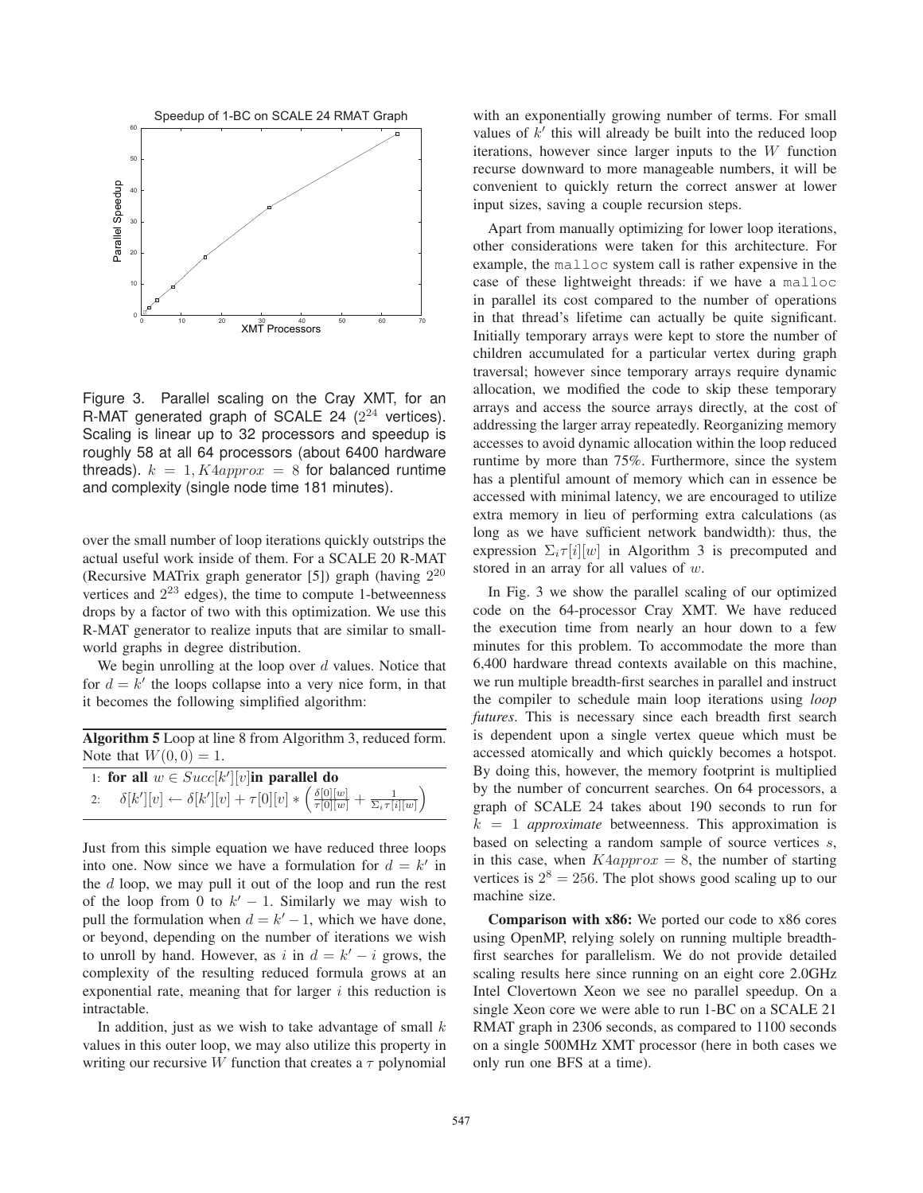Speedup of 1-BC on SCALE 24 RMAT Graph

Parallel Speedup

XMT Processors

0
10
20
30
40
50
60

0
10
20
30
40
50
60
70

Figure 3. Parallel scaling on the Cray XMT, for an R-MAT generated graph of SCALE 24 ($2^{24}$ vertices). Scaling is linear up to 32 processors and speedup is roughly 58 at all 64 processors (about 6400 hardware threads). $k = 1, K4approx = 8$ for balanced runtime and complexity (single node time 181 minutes).

over the small number of loop iterations quickly outstrips the actual useful work inside of them. For a SCALE 20 R-MAT (Recursive MATrix graph generator [5]) graph (having $2^{20}$ vertices and $2^{23}$ edges), the time to compute 1-betweenness drops by a factor of two with this optimization. We use this R-MAT generator to realize inputs that are similar to small-world graphs in degree distribution.

We begin unrolling at the loop over $d$ values. Notice that for $d = k'$ the loops collapse into a very nice form, in that it becomes the following simplified algorithm:

**Algorithm 5** Loop at line 8 from Algorithm 3, reduced form. Note that $W(0, 0) = 1$.

1: **for all** $w \in Succ[k'][v]$ **in parallel do**
2: $\quad \delta[k'][v] \leftarrow \delta[k'][v] + \tau[0][v] * \left(\frac{\delta[0][w]}{\tau[0][w]} + \frac{1}{\Sigma_i \tau[i][w]}\right)$

Just from this simple equation we have reduced three loops into one. Now since we have a formulation for $d = k'$ in the $d$ loop, we may pull it out of the loop and run the rest of the loop from 0 to $k' - 1$. Similarly we may wish to pull the formulation when $d = k' - 1$, which we have done, or beyond, depending on the number of iterations we wish to unroll by hand. However, as $i$ in $d = k' - i$ grows, the complexity of the resulting reduced formula grows at an exponential rate, meaning that for larger $i$ this reduction is intractable.

In addition, just as we wish to take advantage of small $k$ values in this outer loop, we may also utilize this property in writing our recursive $W$ function that creates a $\tau$ polynomial with an exponentially growing number of terms. For small values of $k'$ this will already be built into the reduced loop iterations, however since larger inputs to the $W$ function recurse downward to more manageable numbers, it will be convenient to quickly return the correct answer at lower input sizes, saving a couple recursion steps.

Apart from manually optimizing for lower loop iterations, other considerations were taken for this architecture. For example, the `malloc` system call is rather expensive in the case of these lightweight threads: if we have a `malloc` in parallel its cost compared to the number of operations in that thread's lifetime can actually be quite significant. Initially temporary arrays were kept to store the number of children accumulated for a particular vertex during graph traversal; however since temporary arrays require dynamic allocation, we modified the code to skip these temporary arrays and access the source arrays directly, at the cost of addressing the larger array repeatedly. Reorganizing memory accesses to avoid dynamic allocation within the loop reduced runtime by more than 75%. Furthermore, since the system has a plentiful amount of memory which can in essence be accessed with minimal latency, we are encouraged to utilize extra memory in lieu of performing extra calculations (as long as we have sufficient network bandwidth): thus, the expression $\Sigma_i \tau[i][w]$ in Algorithm 3 is precomputed and stored in an array for all values of $w$.

In Fig. 3 we show the parallel scaling of our optimized code on the 64-processor Cray XMT. We have reduced the execution time from nearly an hour down to a few minutes for this problem. To accommodate the more than 6,400 hardware thread contexts available on this machine, we run multiple breadth-first searches in parallel and instruct the compiler to schedule main loop iterations using *loop futures*. This is necessary since each breadth first search is dependent upon a single vertex queue which must be accessed atomically and which quickly becomes a hotspot. By doing this, however, the memory footprint is multiplied by the number of concurrent searches. On 64 processors, a graph of SCALE 24 takes about 190 seconds to run for $k = 1$ *approximate* betweenness. This approximation is based on selecting a random sample of source vertices $s$, in this case, when $K4approx = 8$, the number of starting vertices is $2^8 = 256$. The plot shows good scaling up to our machine size.

**Comparison with x86:** We ported our code to x86 cores using OpenMP, relying solely on running multiple breadth-first searches for parallelism. We do not provide detailed scaling results here since running on an eight core 2.0GHz Intel Clovertown Xeon we see no parallel speedup. On a single Xeon core we were able to run 1-BC on a SCALE 21 RMAT graph in 2306 seconds, as compared to 1100 seconds on a single 500MHz XMT processor (here in both cases we only run one BFS at a time).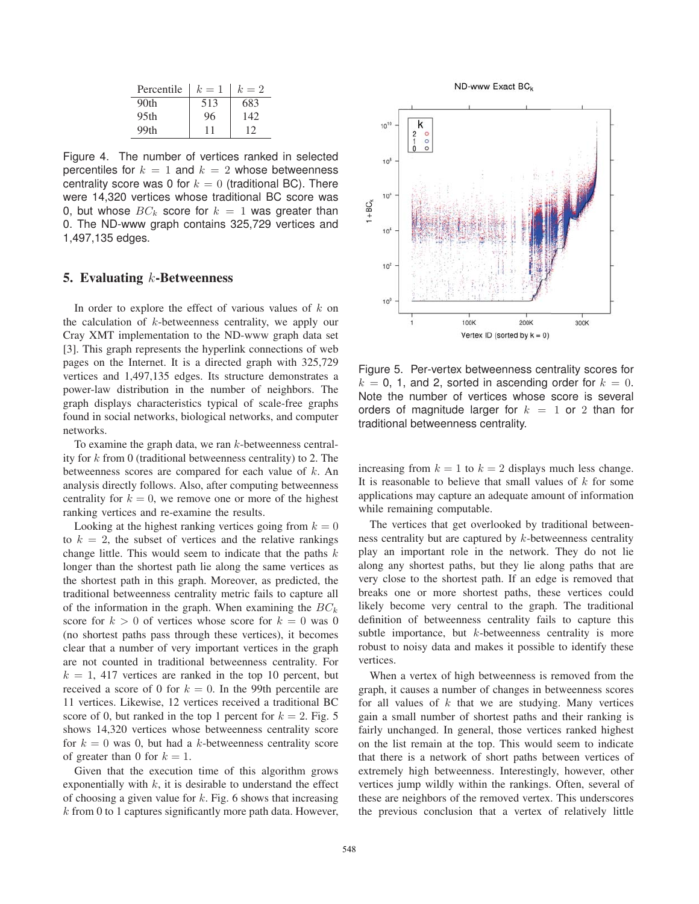| Percentile | $k = 1$ | $k = 2$ |
|---|---|---|
| 90th | 513 | 683 |
| 95th | 96 | 142 |
| 99th | 11 | 12 |

Figure 4. The number of vertices ranked in selected percentiles for $k = 1$ and $k = 2$ whose betweenness centrality score was 0 for $k = 0$ (traditional BC). There were 14,320 vertices whose traditional BC score was 0, but whose $BC_k$ score for $k = 1$ was greater than 0. The ND-www graph contains 325,729 vertices and 1,497,135 edges.

## 5. Evaluating $k$-Betweenness

In order to explore the effect of various values of $k$ on the calculation of $k$-betweenness centrality, we apply our Cray XMT implementation to the ND-www graph data set [3]. This graph represents the hyperlink connections of web pages on the Internet. It is a directed graph with 325,729 vertices and 1,497,135 edges. Its structure demonstrates a power-law distribution in the number of neighbors. The graph displays characteristics typical of scale-free graphs found in social networks, biological networks, and computer networks.

To examine the graph data, we ran $k$-betweenness centrality for $k$ from 0 (traditional betweenness centrality) to 2. The betweenness scores are compared for each value of $k$. An analysis directly follows. Also, after computing betweenness centrality for $k = 0$, we remove one or more of the highest ranking vertices and re-examine the results.

Looking at the highest ranking vertices going from $k = 0$ to $k = 2$, the subset of vertices and the relative rankings change little. This would seem to indicate that the paths $k$ longer than the shortest path lie along the same vertices as the shortest path in this graph. Moreover, as predicted, the traditional betweenness centrality metric fails to capture all of the information in the graph. When examining the $BC_k$ score for $k > 0$ of vertices whose score for $k = 0$ was 0 (no shortest paths pass through these vertices), it becomes clear that a number of very important vertices in the graph are not counted in traditional betweenness centrality. For $k = 1$, 417 vertices are ranked in the top 10 percent, but received a score of 0 for $k = 0$. In the 99th percentile are 11 vertices. Likewise, 12 vertices received a traditional BC score of 0, but ranked in the top 1 percent for $k = 2$. Fig. 5 shows 14,320 vertices whose betweenness centrality score for $k = 0$ was 0, but had a $k$-betweenness centrality score of greater than 0 for $k = 1$.

Given that the execution time of this algorithm grows exponentially with $k$, it is desirable to understand the effect of choosing a given value for $k$. Fig. 6 shows that increasing $k$ from 0 to 1 captures significantly more path data. However, increasing from $k = 1$ to $k = 2$ displays much less change. It is reasonable to believe that small values of $k$ for some applications may capture an adequate amount of information while remaining computable.

Figure 5. Per-vertex betweenness centrality scores for $k = 0$, 1, and 2, sorted in ascending order for $k = 0$. Note the number of vertices whose score is several orders of magnitude larger for $k = 1$ or 2 than for traditional betweenness centrality.

The vertices that get overlooked by traditional betweenness centrality but are captured by $k$-betweenness centrality play an important role in the network. They do not lie along any shortest paths, but they lie along paths that are very close to the shortest path. If an edge is removed that breaks one or more shortest paths, these vertices could likely become very central to the graph. The traditional definition of betweenness centrality fails to capture this subtle importance, but $k$-betweenness centrality is more robust to noisy data and makes it possible to identify these vertices.

When a vertex of high betweenness is removed from the graph, it causes a number of changes in betweenness scores for all values of $k$ that we are studying. Many vertices gain a small number of shortest paths and their ranking is fairly unchanged. In general, those vertices ranked highest on the list remain at the top. This would seem to indicate that there is a network of short paths between vertices of extremely high betweeness. Interestingly, however, other vertices jump wildly within the rankings. Often, several of these are neighbors of the removed vertex. This underscores the previous conclusion that a vertex of relatively little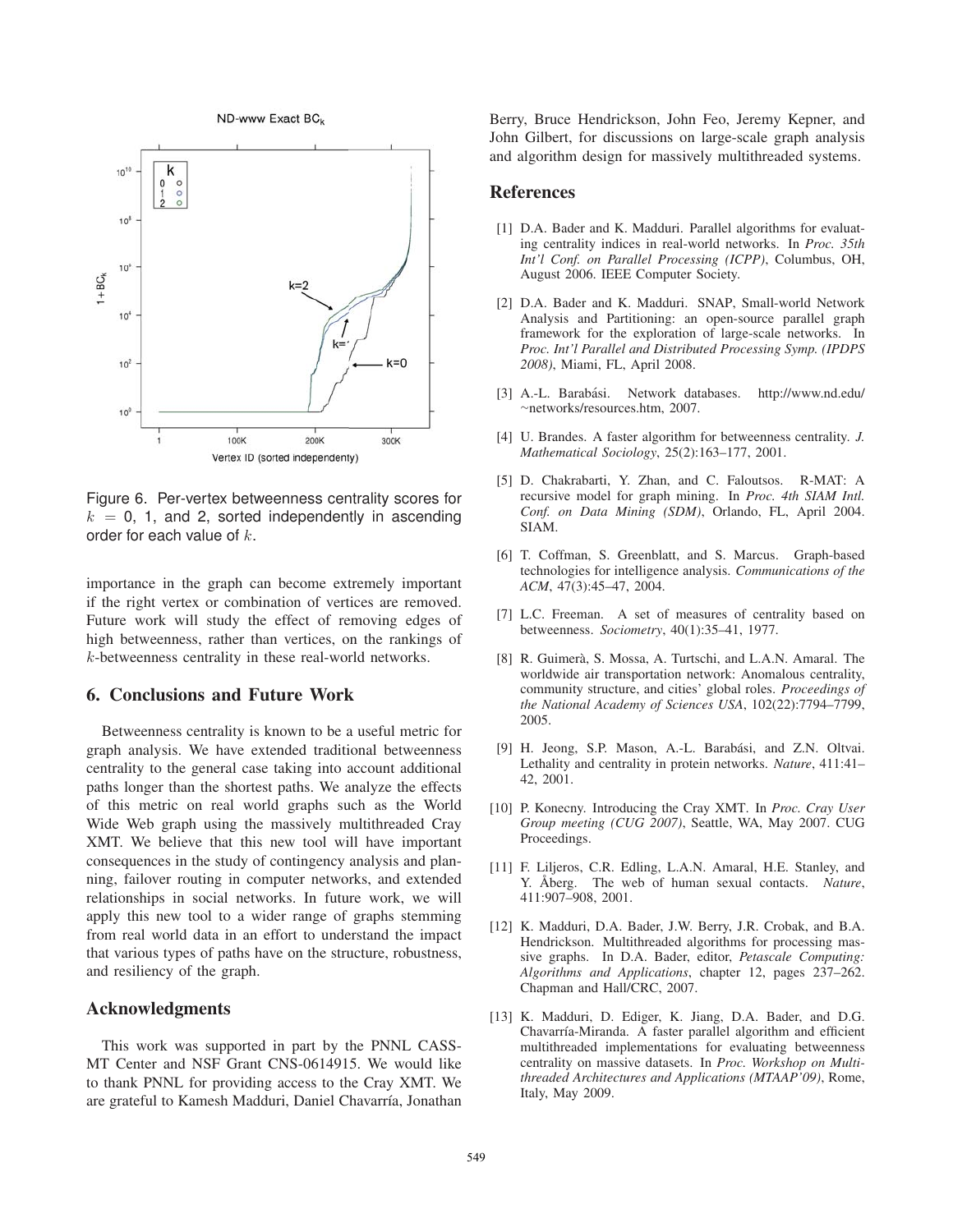ND-www Exact $BC_k$

k
0
1
2

$10^{10}$
$10^8$
$10^6$
$10^4$
$10^2$
$10^0$

$1+BC_k$

k=2
k=1
k=0

1
100K
200K
300K

Vertex ID (sorted independently)

Figure 6. Per-vertex betweenness centrality scores for $k = 0$, 1, and 2, sorted independently in ascending order for each value of $k$.

importance in the graph can become extremely important if the right vertex or combination of vertices are removed. Future work will study the effect of removing edges of high betweenness, rather than vertices, on the rankings of $k$-betweenness centrality in these real-world networks.

## 6. Conclusions and Future Work

Betweenness centrality is known to be a useful metric for graph analysis. We have extended traditional betweenness centrality to the general case taking into account additional paths longer than the shortest paths. We analyze the effects of this metric on real world graphs such as the World Wide Web graph using the massively multithreaded Cray XMT. We believe that this new tool will have important consequences in the study of contingency analysis and planning, failover routing in computer networks, and extended relationships in social networks. In future work, we will apply this new tool to a wider range of graphs stemming from real world data in an effort to understand the impact that various types of paths have on the structure, robustness, and resiliency of the graph.

## Acknowledgments

This work was supported in part by the PNNL CASS-MT Center and NSF Grant CNS-0614915. We would like to thank PNNL for providing access to the Cray XMT. We are grateful to Kamesh Madduri, Daniel Chavarría, Jonathan Berry, Bruce Hendrickson, John Feo, Jeremy Kepner, and John Gilbert, for discussions on large-scale graph analysis and algorithm design for massively multithreaded systems.

## References

[1] D.A. Bader and K. Madduri. Parallel algorithms for evaluating centrality indices in real-world networks. In *Proc. 35th Int'l Conf. on Parallel Processing (ICPP)*, Columbus, OH, August 2006. IEEE Computer Society.

[2] D.A. Bader and K. Madduri. SNAP, Small-world Network Analysis and Partitioning: an open-source parallel graph framework for the exploration of large-scale networks. In *Proc. Int'l Parallel and Distributed Processing Symp. (IPDPS 2008)*, Miami, FL, April 2008.

[3] A.-L. Barabási. Network databases. http://www.nd.edu/~networks/resources.htm, 2007.

[4] U. Brandes. A faster algorithm for betweenness centrality. *J. Mathematical Sociology*, 25(2):163–177, 2001.

[5] D. Chakrabarti, Y. Zhan, and C. Faloutsos. R-MAT: A recursive model for graph mining. In *Proc. 4th SIAM Intl. Conf. on Data Mining (SDM)*, Orlando, FL, April 2004. SIAM.

[6] T. Coffman, S. Greenblatt, and S. Marcus. Graph-based technologies for intelligence analysis. *Communications of the ACM*, 47(3):45–47, 2004.

[7] L.C. Freeman. A set of measures of centrality based on betweenness. *Sociometry*, 40(1):35–41, 1977.

[8] R. Guimerà, S. Mossa, A. Turtschi, and L.A.N. Amaral. The worldwide air transportation network: Anomalous centrality, community structure, and cities' global roles. *Proceedings of the National Academy of Sciences USA*, 102(22):7794–7799, 2005.

[9] H. Jeong, S.P. Mason, A.-L. Barabási, and Z.N. Oltvai. Lethality and centrality in protein networks. *Nature*, 411:41–42, 2001.

[10] P. Konecny. Introducing the Cray XMT. In *Proc. Cray User Group meeting (CUG 2007)*, Seattle, WA, May 2007. CUG Proceedings.

[11] F. Liljeros, C.R. Edling, L.A.N. Amaral, H.E. Stanley, and Y. Åberg. The web of human sexual contacts. *Nature*, 411:907–908, 2001.

[12] K. Madduri, D.A. Bader, J.W. Berry, J.R. Crobak, and B.A. Hendrickson. Multithreaded algorithms for processing massive graphs. In D.A. Bader, editor, *Petascale Computing: Algorithms and Applications*, chapter 12, pages 237–262. Chapman and Hall/CRC, 2007.

[13] K. Madduri, D. Ediger, K. Jiang, D.A. Bader, and D.G. Chavarría-Miranda. A faster parallel algorithm and efficient multithreaded implementations for evaluating betweenness centrality on massive datasets. In *Proc. Workshop on Multithreaded Architectures and Applications (MTAAP'09)*, Rome, Italy, May 2009.